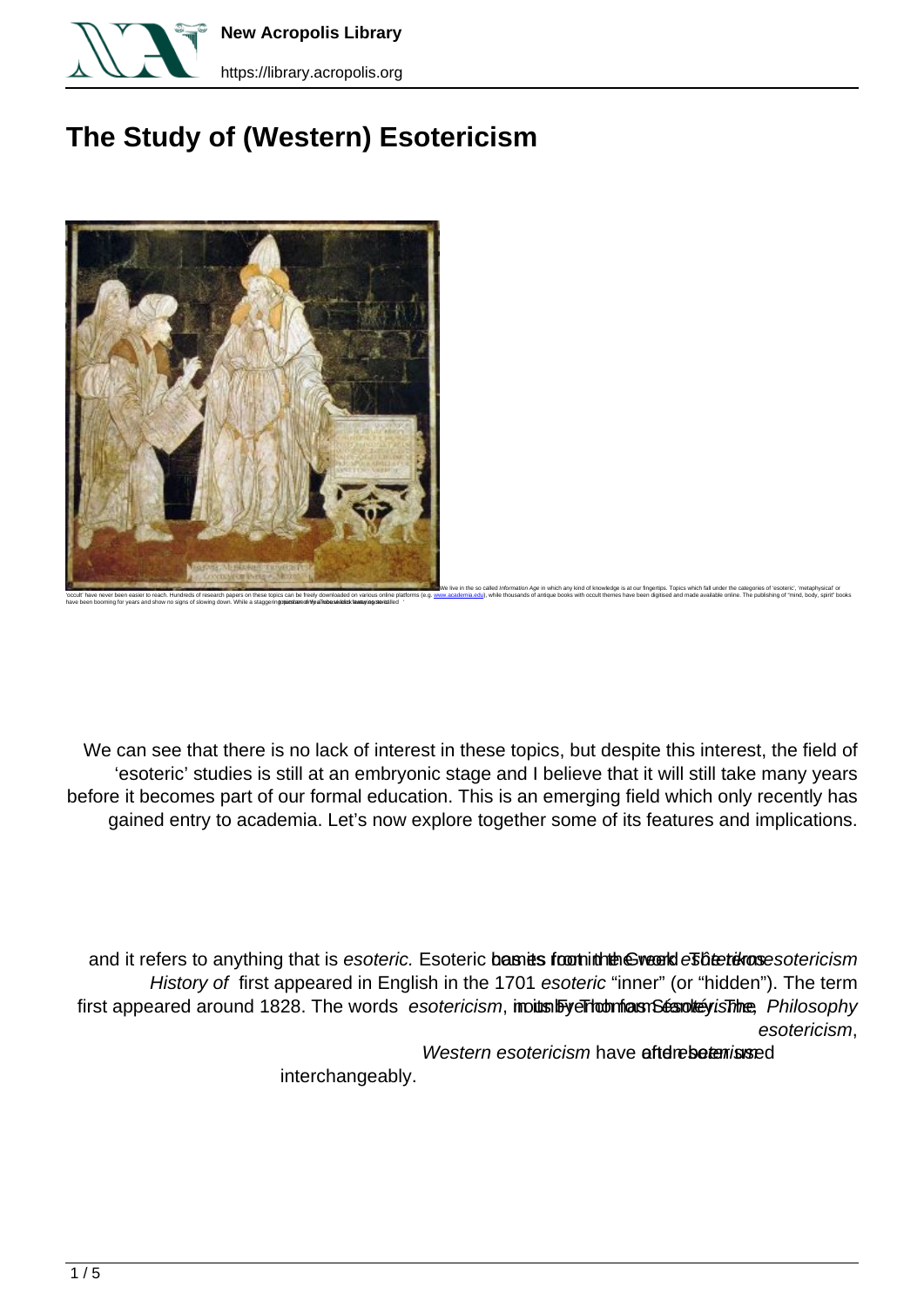# The Study of (Western) Esotericism

We live in the so called *Information Age* in which any kind of knowledge is at our fingertips. Topics which fall under the categories of 'esoteric', 'metaphysical' or 'occult' have never been easier to reach. Hundreds of research papers on these topics can be freely downloaded on various online platforms (e.g. www.academia.edu), while thousands of antique books with occult themes have been digitised and made available online. The publishing of "mind, body, spirit" books have been booming for years and show no signs of slowing down. While a staggering number of YouTube videos are regularly uploaded

We can see that there is no lack of interest in these topics, but despite this interest, the field of 'esoteric' studies is still at an embryonic stage and I believe that it will still take many years before it becomes part of our formal education. This is an emerging field which only recently has gained entry to academia. Let's now explore together some of its features and implications.

and it refers to anything that is *esoteric*. Esoteric comes from the Greek *esôterikos* ... *esotericism* first appeared in English in the 1701 *History of* ... *Philosophy* by Thomas Stanley. The term *esoteric* "inner" (or "hidden"). The term *esotericism* first appeared around 1828. The words *esotericism*, from the French *ésotérisme*, *esotericism*, *Western esotericism* have often been used interchangeably.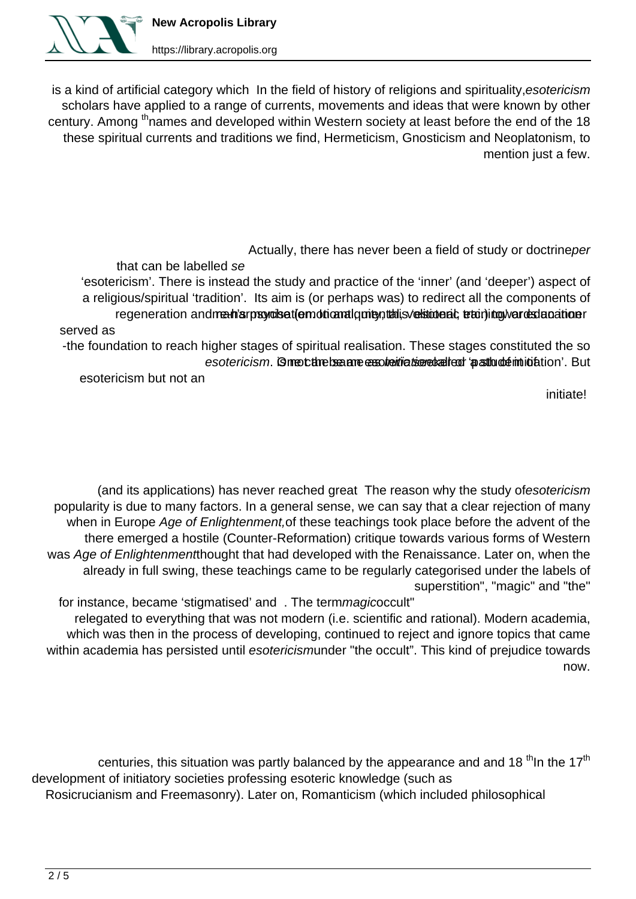In the field of history of religions and spirituality, *esotericism* is a kind of artificial category which scholars have applied to a range of currents, movements and ideas that were known by other names and developed within Western society at least before the end of the 18th century. Among these spiritual currents and traditions we find, Hermeticism, Gnosticism and Neoplatonism, to mention just a few.

Actually, there has never been a field of study or doctrine *per se* that can be labelled 'esotericism'. There is instead the study and practice of the 'inner' (and 'deeper') aspect of a religious/spiritual 'tradition'. Its aim is (or perhaps was) to redirect all the components of man's psyche (emotional, mental, volitional, etc.) towards an inner regeneration and realisation. In other words, this 'esoteric' training or education served as the foundation to reach higher stages of spiritual realisation. These stages constituted the so-called 'path of initiation'. But *esotericism* is not the same as *initiation*. One can be a student of esotericism but not an initiate!

The reason why the study of *esotericism* (and its applications) has never reached great popularity is due to many factors. In a general sense, we can say that a clear rejection of many of these teachings took place before the advent of the *Age of Enlightenment,* when in Europe there emerged a hostile (Counter-Reformation) critique towards various forms of Western thought that had developed with the Renaissance. Later on, when the *Age of Enlightenment* was already in full swing, these teachings came to be regularly categorised under the labels of "superstition", "magic" and "the occult". The term *magic* for instance, became 'stigmatised' and relegated to everything that was not modern (i.e. scientific and rational). Modern academia, which was then in the process of developing, continued to reject and ignore topics that came under "the occult". This kind of prejudice towards *esotericism* within academia has persisted until now.

In the 17th and 18th centuries, this situation was partly balanced by the appearance and development of initiatory societies professing esoteric knowledge (such as Rosicrucianism and Freemasonry). Later on, Romanticism (which included philosophical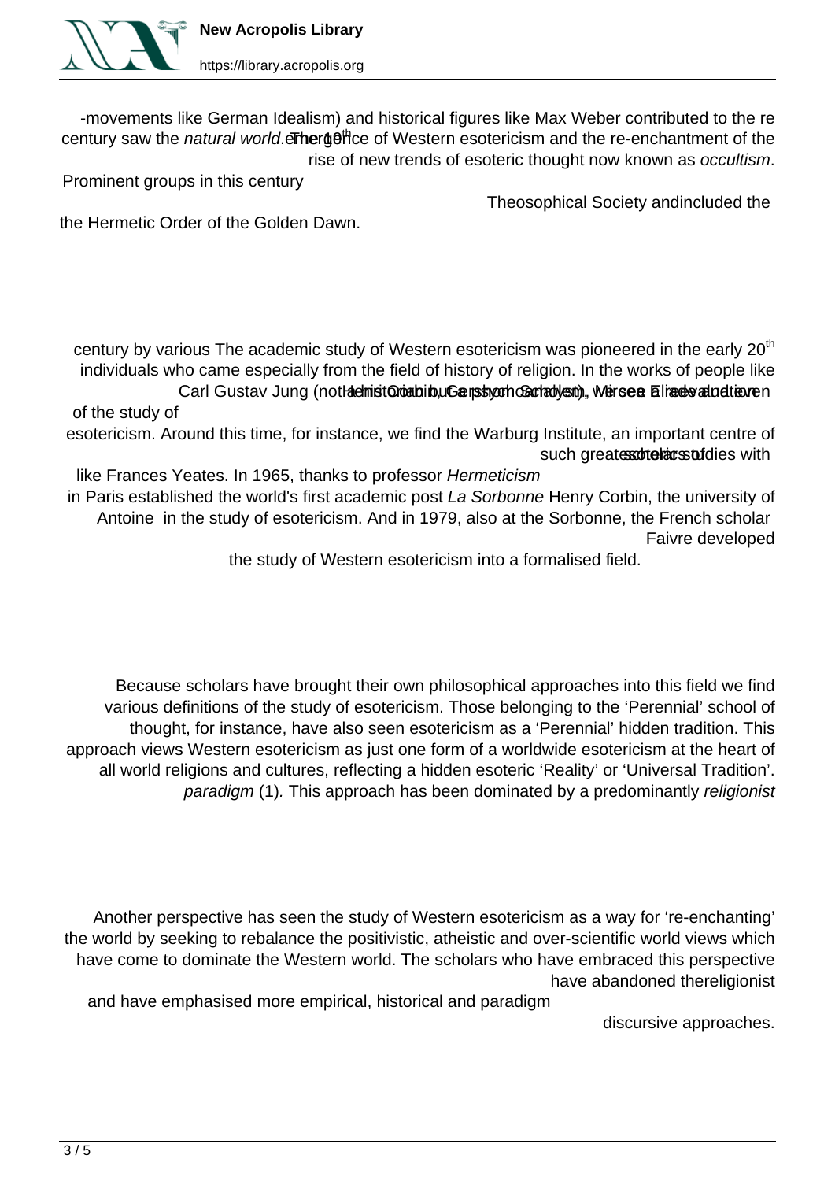The 19th century saw the emergence of Western esotericism and the re-enchantment of the *natural world*. -movements like German Idealism) and historical figures like Max Weber contributed to the rise of new trends of esoteric thought now known as *occultism*. Prominent groups in this century included the Theosophical Society and the Hermetic Order of the Golden Dawn.

The academic study of Western esotericism was pioneered in the early 20th century by various individuals who came especially from the field of history of religion. In the works of people like Carl Gustav Jung (not a historian but a psychoanalyst), Mircea Eliade and even Henry Corbin, Gershom Scholem, we see a relevant evolution of the study of esotericism. Around this time, for instance, we find the Warburg Institute, an important centre of esoteric studies with such great scholars of *Hermeticism* like Frances Yeates. In 1965, thanks to professor Henry Corbin, the university of *La Sorbonne* in Paris established the world's first academic post in the study of esotericism. And in 1979, also at the Sorbonne, the French scholar Antoine Faivre developed the study of Western esotericism into a formalised field.

Because scholars have brought their own philosophical approaches into this field we find various definitions of the study of esotericism. Those belonging to the 'Perennial' school of thought, for instance, have also seen esotericism as a 'Perennial' hidden tradition. This approach views Western esotericism as just one form of a worldwide esotericism at the heart of all world religions and cultures, reflecting a hidden esoteric 'Reality' or 'Universal Tradition'. This approach has been dominated by a predominantly *religionist paradigm* (1).

Another perspective has seen the study of Western esotericism as a way for 're-enchanting' the world by seeking to rebalance the positivistic, atheistic and over-scientific world views which have come to dominate the Western world. The scholars who have embraced this perspective have abandoned the *religionist* paradigm and have emphasised more empirical, historical and discursive approaches.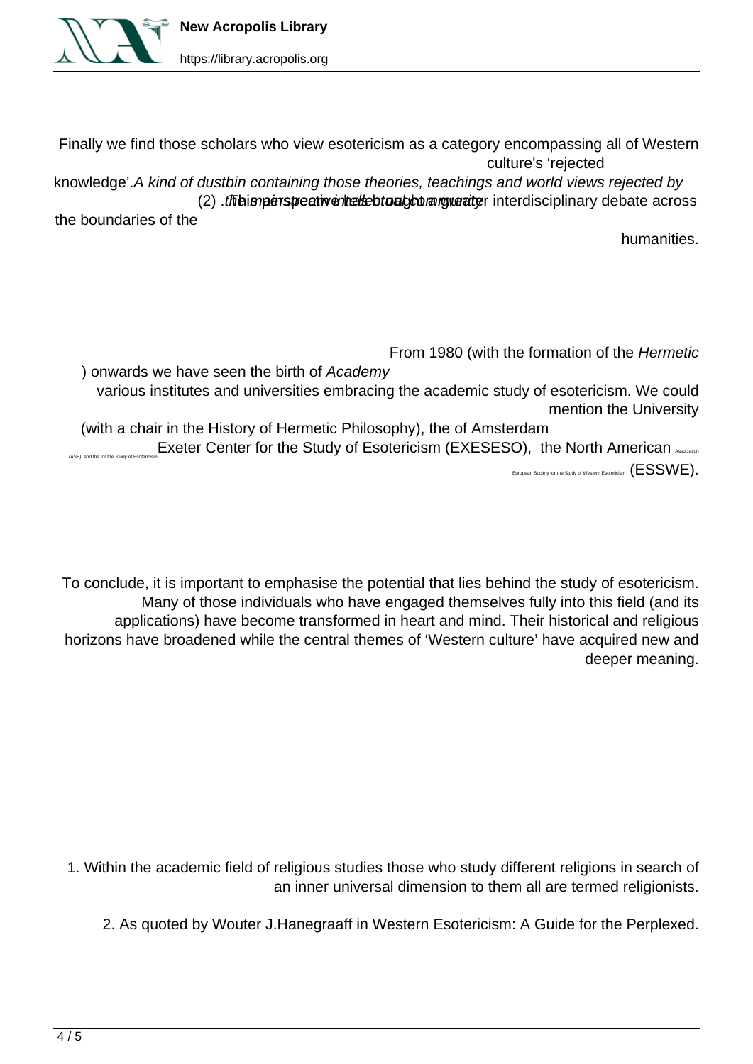Finally we find those scholars who view esotericism as a category encompassing all of Western culture's 'rejected knowledge'. *A kind of dustbin containing those theories, teachings and world views rejected by the mainstream intellectual community* (2). This perspective tends to encourage greater interdisciplinary debate across the boundaries of the humanities.

From 1980 (with the formation of the *Hermetic Academy*) onwards we have seen the birth of various institutes and universities embracing the academic study of esotericism. We could mention the University of Amsterdam (with a chair in the History of Hermetic Philosophy), the Exeter Center for the Study of Esotericism (EXESESO), the North American Association for the Study of Esotericism (ASE), and the European Society for the Study of Western Esotericism (ESSWE).

To conclude, it is important to emphasise the potential that lies behind the study of esotericism. Many of those individuals who have engaged themselves fully into this field (and its applications) have become transformed in heart and mind. Their historical and religious horizons have broadened while the central themes of 'Western culture' have acquired new and deeper meaning.

1. Within the academic field of religious studies those who study different religions in search of an inner universal dimension to them all are termed religionists.

2. As quoted by Wouter J.Hanegraaff in Western Esotericism: A Guide for the Perplexed.